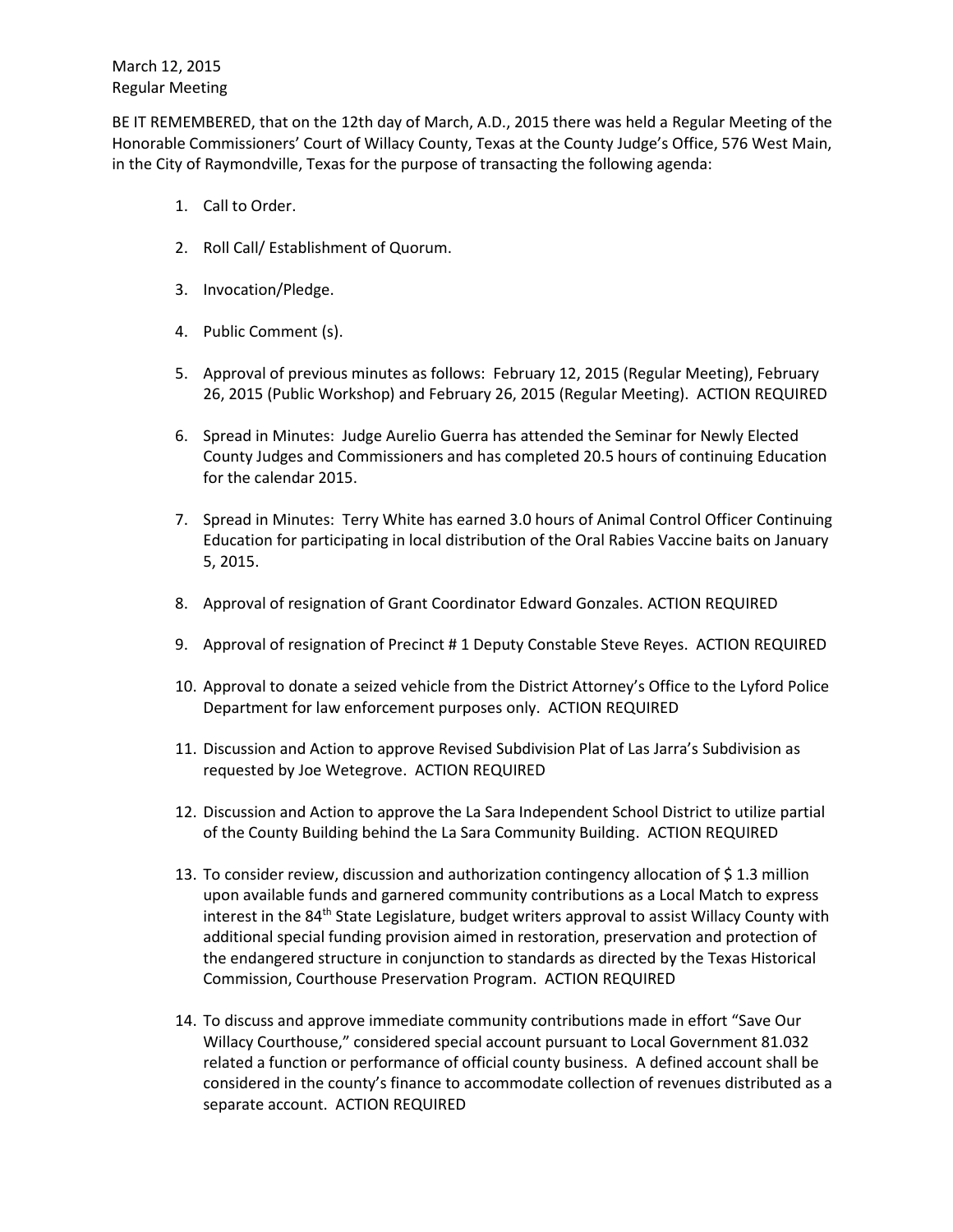March 12, 2015
Regular Meeting

BE IT REMEMBERED, that on the 12th day of March, A.D., 2015 there was held a Regular Meeting of the Honorable Commissioners' Court of Willacy County, Texas at the County Judge's Office, 576 West Main, in the City of Raymondville, Texas for the purpose of transacting the following agenda:

1. Call to Order.

2. Roll Call/ Establishment of Quorum.

3. Invocation/Pledge.

4. Public Comment (s).

5. Approval of previous minutes as follows: February 12, 2015 (Regular Meeting), February 26, 2015 (Public Workshop) and February 26, 2015 (Regular Meeting). ACTION REQUIRED

6. Spread in Minutes: Judge Aurelio Guerra has attended the Seminar for Newly Elected County Judges and Commissioners and has completed 20.5 hours of continuing Education for the calendar 2015.

7. Spread in Minutes: Terry White has earned 3.0 hours of Animal Control Officer Continuing Education for participating in local distribution of the Oral Rabies Vaccine baits on January 5, 2015.

8. Approval of resignation of Grant Coordinator Edward Gonzales. ACTION REQUIRED

9. Approval of resignation of Precinct # 1 Deputy Constable Steve Reyes. ACTION REQUIRED

10. Approval to donate a seized vehicle from the District Attorney's Office to the Lyford Police Department for law enforcement purposes only. ACTION REQUIRED

11. Discussion and Action to approve Revised Subdivision Plat of Las Jarra's Subdivision as requested by Joe Wetegrove. ACTION REQUIRED

12. Discussion and Action to approve the La Sara Independent School District to utilize partial of the County Building behind the La Sara Community Building. ACTION REQUIRED

13. To consider review, discussion and authorization contingency allocation of $ 1.3 million upon available funds and garnered community contributions as a Local Match to express interest in the 84th State Legislature, budget writers approval to assist Willacy County with additional special funding provision aimed in restoration, preservation and protection of the endangered structure in conjunction to standards as directed by the Texas Historical Commission, Courthouse Preservation Program. ACTION REQUIRED

14. To discuss and approve immediate community contributions made in effort "Save Our Willacy Courthouse," considered special account pursuant to Local Government 81.032 related a function or performance of official county business. A defined account shall be considered in the county's finance to accommodate collection of revenues distributed as a separate account. ACTION REQUIRED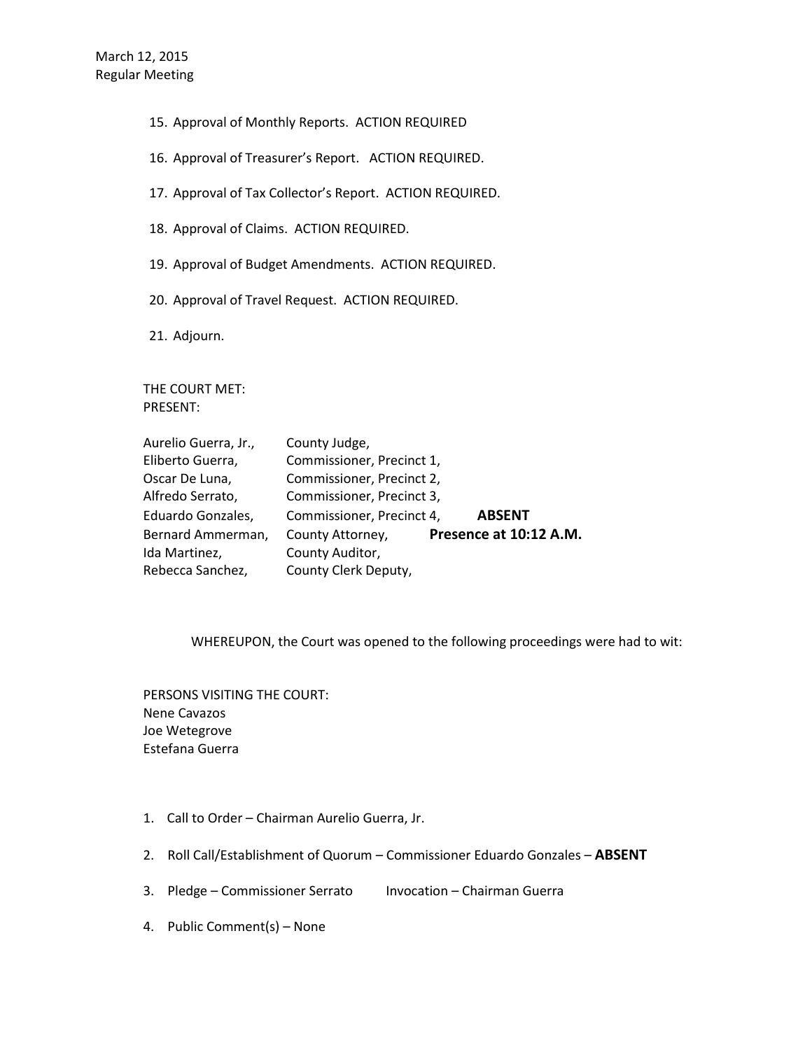15. Approval of Monthly Reports. ACTION REQUIRED
16. Approval of Treasurer's Report. ACTION REQUIRED.
17. Approval of Tax Collector's Report. ACTION REQUIRED.
18. Approval of Claims. ACTION REQUIRED.
19. Approval of Budget Amendments. ACTION REQUIRED.
20. Approval of Travel Request. ACTION REQUIRED.
21. Adjourn.

THE COURT MET:
PRESENT:

| | | |
|---|---|---|
| Aurelio Guerra, Jr., | County Judge, | |
| Eliberto Guerra, | Commissioner, Precinct 1, | |
| Oscar De Luna, | Commissioner, Precinct 2, | |
| Alfredo Serrato, | Commissioner, Precinct 3, | |
| Eduardo Gonzales, | Commissioner, Precinct 4, | **ABSENT** |
| Bernard Ammerman, | County Attorney, | **Presence at 10:12 A.M.** |
| Ida Martinez, | County Auditor, | |
| Rebecca Sanchez, | County Clerk Deputy, | |

WHEREUPON, the Court was opened to the following proceedings were had to wit:

PERSONS VISITING THE COURT:
Nene Cavazos
Joe Wetegrove
Estefana Guerra

1. Call to Order – Chairman Aurelio Guerra, Jr.
2. Roll Call/Establishment of Quorum – Commissioner Eduardo Gonzales – **ABSENT**
3. Pledge – Commissioner Serrato Invocation – Chairman Guerra
4. Public Comment(s) – None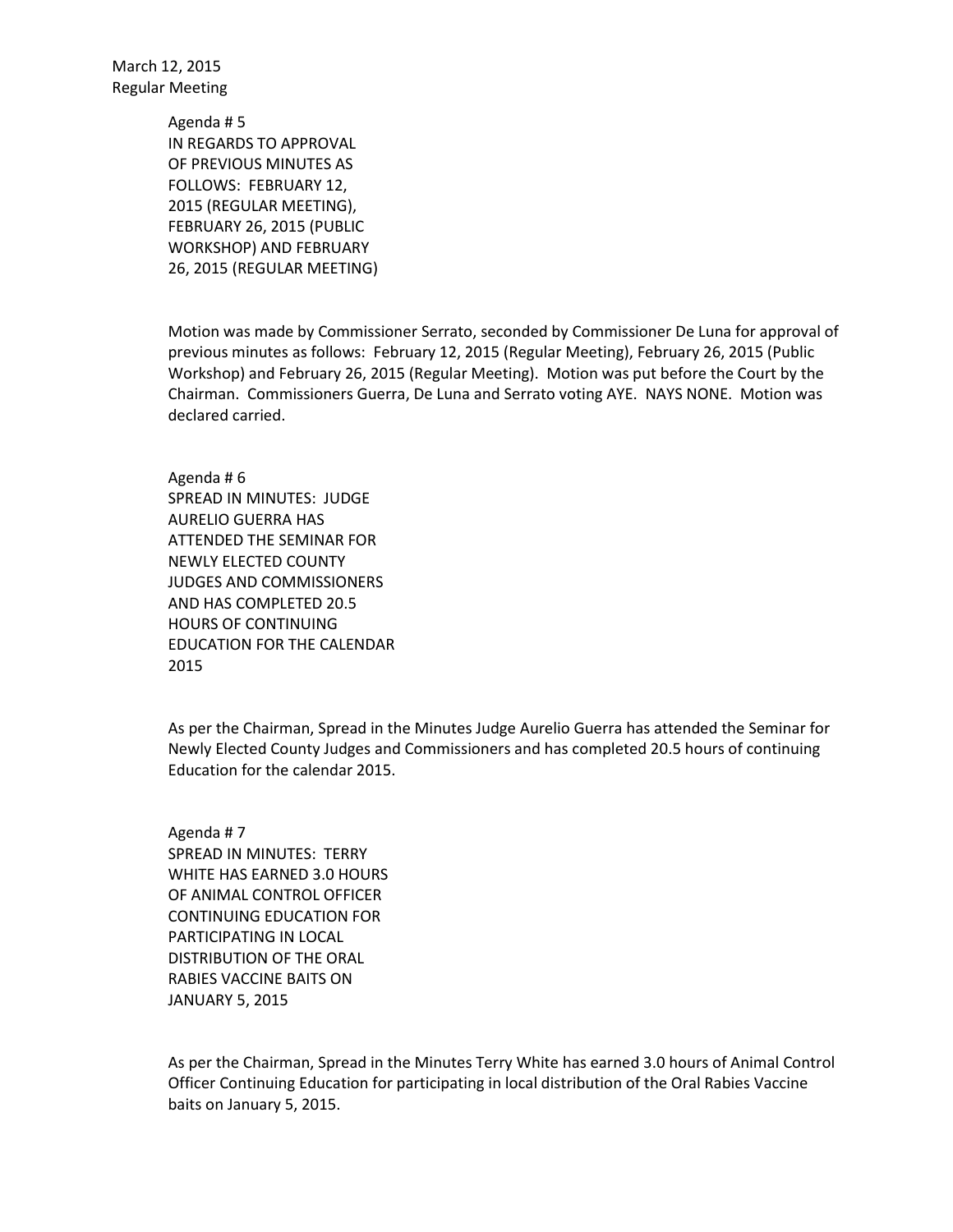March 12, 2015
Regular Meeting

Agenda # 5
IN REGARDS TO APPROVAL
OF PREVIOUS MINUTES AS
FOLLOWS: FEBRUARY 12,
2015 (REGULAR MEETING),
FEBRUARY 26, 2015 (PUBLIC
WORKSHOP) AND FEBRUARY
26, 2015 (REGULAR MEETING)

Motion was made by Commissioner Serrato, seconded by Commissioner De Luna for approval of previous minutes as follows: February 12, 2015 (Regular Meeting), February 26, 2015 (Public Workshop) and February 26, 2015 (Regular Meeting). Motion was put before the Court by the Chairman. Commissioners Guerra, De Luna and Serrato voting AYE. NAYS NONE. Motion was declared carried.

Agenda # 6
SPREAD IN MINUTES: JUDGE
AURELIO GUERRA HAS
ATTENDED THE SEMINAR FOR
NEWLY ELECTED COUNTY
JUDGES AND COMMISSIONERS
AND HAS COMPLETED 20.5
HOURS OF CONTINUING
EDUCATION FOR THE CALENDAR
2015

As per the Chairman, Spread in the Minutes Judge Aurelio Guerra has attended the Seminar for Newly Elected County Judges and Commissioners and has completed 20.5 hours of continuing Education for the calendar 2015.

Agenda # 7
SPREAD IN MINUTES: TERRY
WHITE HAS EARNED 3.0 HOURS
OF ANIMAL CONTROL OFFICER
CONTINUING EDUCATION FOR
PARTICIPATING IN LOCAL
DISTRIBUTION OF THE ORAL
RABIES VACCINE BAITS ON
JANUARY 5, 2015

As per the Chairman, Spread in the Minutes Terry White has earned 3.0 hours of Animal Control Officer Continuing Education for participating in local distribution of the Oral Rabies Vaccine baits on January 5, 2015.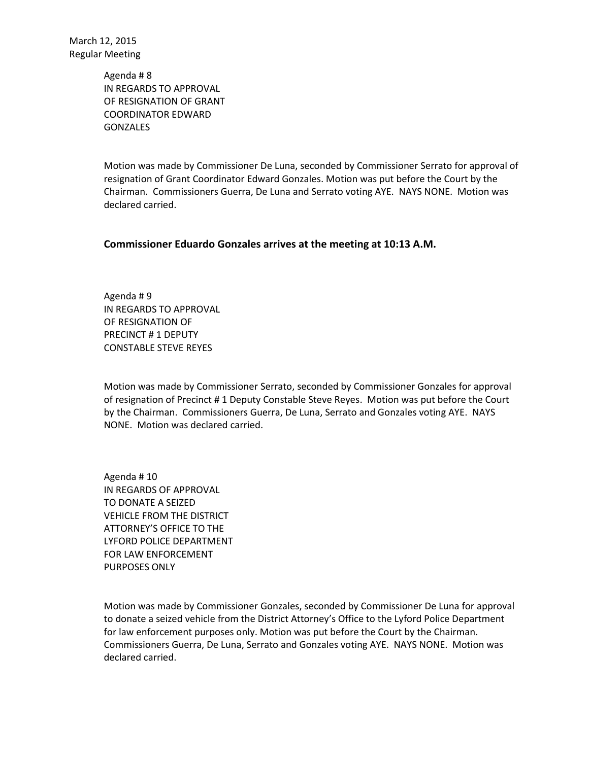Agenda # 8
IN REGARDS TO APPROVAL
OF RESIGNATION OF GRANT
COORDINATOR EDWARD
GONZALES

Motion was made by Commissioner De Luna, seconded by Commissioner Serrato for approval of resignation of Grant Coordinator Edward Gonzales. Motion was put before the Court by the Chairman. Commissioners Guerra, De Luna and Serrato voting AYE. NAYS NONE. Motion was declared carried.

**Commissioner Eduardo Gonzales arrives at the meeting at 10:13 A.M.**

Agenda # 9
IN REGARDS TO APPROVAL
OF RESIGNATION OF
PRECINCT # 1 DEPUTY
CONSTABLE STEVE REYES

Motion was made by Commissioner Serrato, seconded by Commissioner Gonzales for approval of resignation of Precinct # 1 Deputy Constable Steve Reyes. Motion was put before the Court by the Chairman. Commissioners Guerra, De Luna, Serrato and Gonzales voting AYE. NAYS NONE. Motion was declared carried.

Agenda # 10
IN REGARDS OF APPROVAL
TO DONATE A SEIZED
VEHICLE FROM THE DISTRICT
ATTORNEY'S OFFICE TO THE
LYFORD POLICE DEPARTMENT
FOR LAW ENFORCEMENT
PURPOSES ONLY

Motion was made by Commissioner Gonzales, seconded by Commissioner De Luna for approval to donate a seized vehicle from the District Attorney's Office to the Lyford Police Department for law enforcement purposes only. Motion was put before the Court by the Chairman. Commissioners Guerra, De Luna, Serrato and Gonzales voting AYE. NAYS NONE. Motion was declared carried.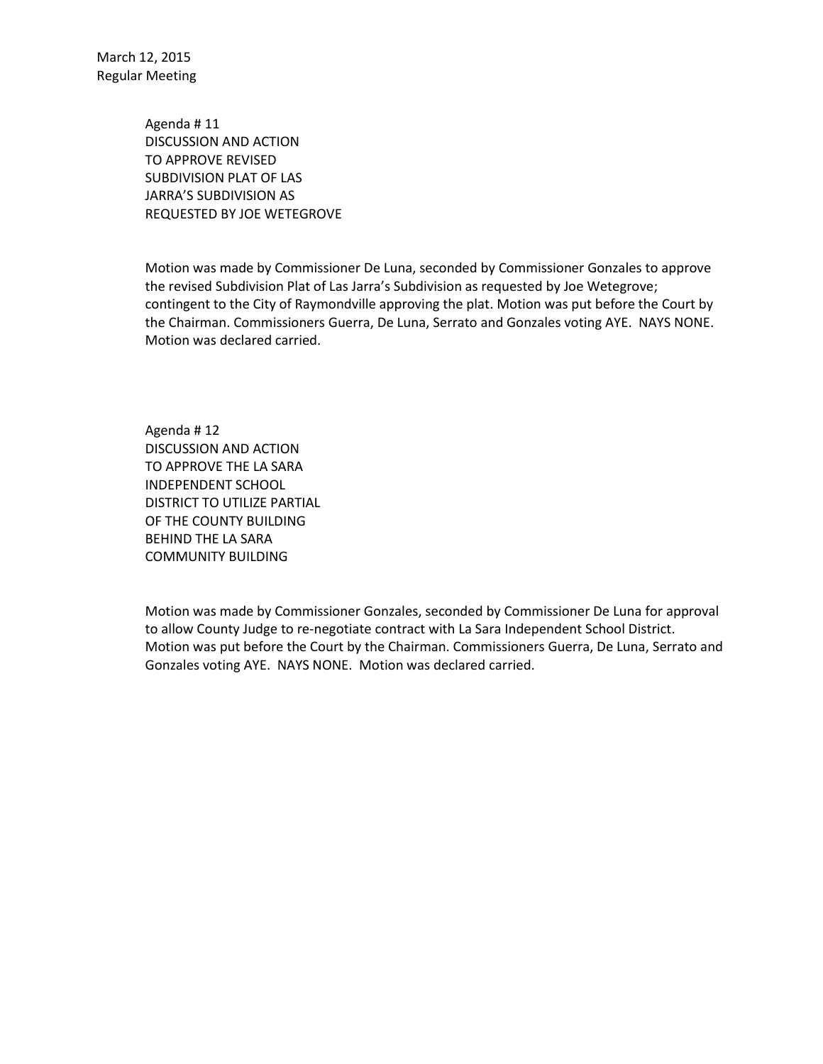March 12, 2015
Regular Meeting

Agenda # 11
DISCUSSION AND ACTION
TO APPROVE REVISED
SUBDIVISION PLAT OF LAS
JARRA'S SUBDIVISION AS
REQUESTED BY JOE WETEGROVE

Motion was made by Commissioner De Luna, seconded by Commissioner Gonzales to approve the revised Subdivision Plat of Las Jarra's Subdivision as requested by Joe Wetegrove; contingent to the City of Raymondville approving the plat. Motion was put before the Court by the Chairman. Commissioners Guerra, De Luna, Serrato and Gonzales voting AYE. NAYS NONE. Motion was declared carried.

Agenda # 12
DISCUSSION AND ACTION
TO APPROVE THE LA SARA
INDEPENDENT SCHOOL
DISTRICT TO UTILIZE PARTIAL
OF THE COUNTY BUILDING
BEHIND THE LA SARA
COMMUNITY BUILDING

Motion was made by Commissioner Gonzales, seconded by Commissioner De Luna for approval to allow County Judge to re-negotiate contract with La Sara Independent School District. Motion was put before the Court by the Chairman. Commissioners Guerra, De Luna, Serrato and Gonzales voting AYE. NAYS NONE. Motion was declared carried.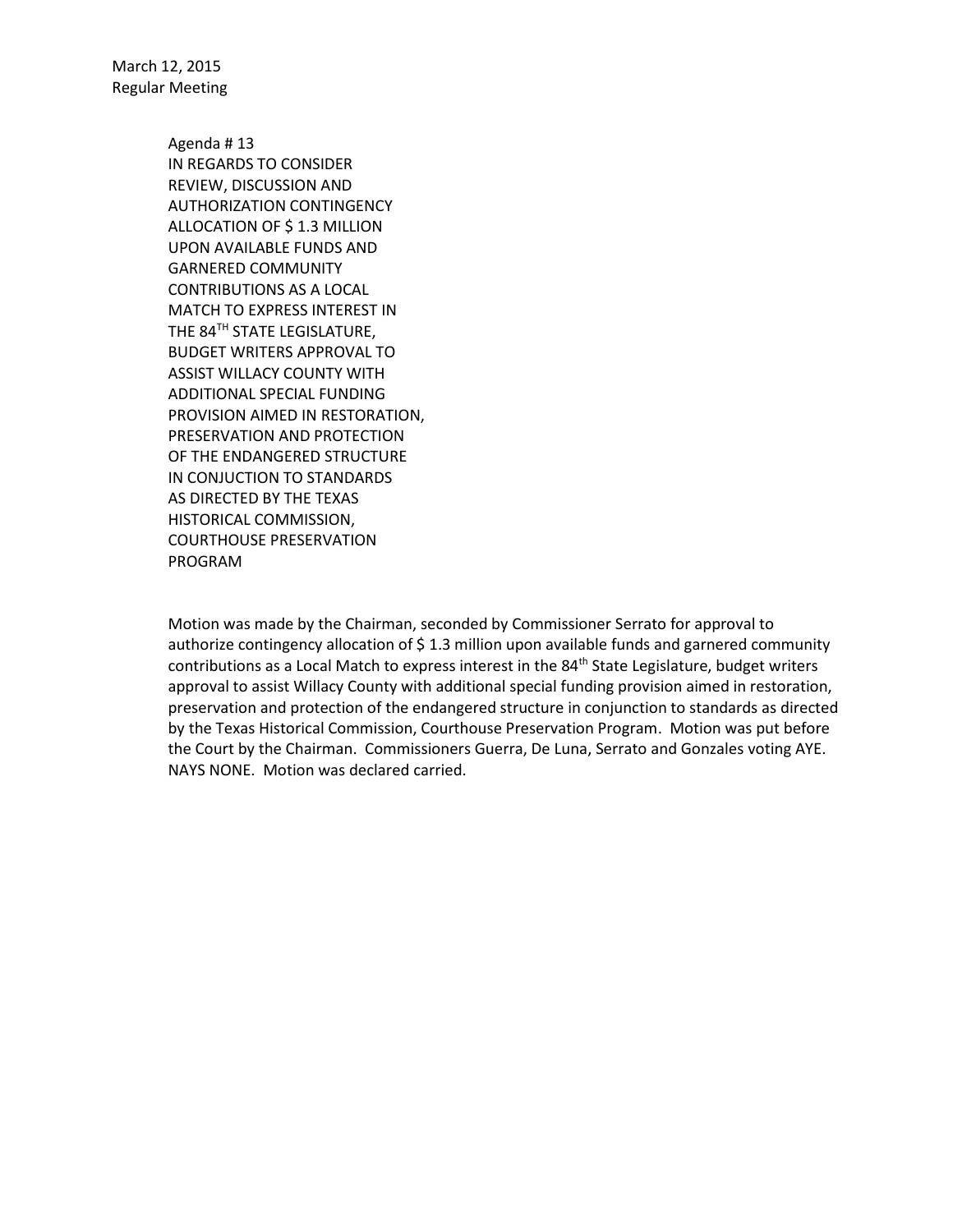March 12, 2015
Regular Meeting

Agenda # 13
IN REGARDS TO CONSIDER REVIEW, DISCUSSION AND AUTHORIZATION CONTINGENCY ALLOCATION OF $ 1.3 MILLION UPON AVAILABLE FUNDS AND GARNERED COMMUNITY CONTRIBUTIONS AS A LOCAL MATCH TO EXPRESS INTEREST IN THE 84TH STATE LEGISLATURE, BUDGET WRITERS APPROVAL TO ASSIST WILLACY COUNTY WITH ADDITIONAL SPECIAL FUNDING PROVISION AIMED IN RESTORATION, PRESERVATION AND PROTECTION OF THE ENDANGERED STRUCTURE IN CONJUCTION TO STANDARDS AS DIRECTED BY THE TEXAS HISTORICAL COMMISSION, COURTHOUSE PRESERVATION PROGRAM

Motion was made by the Chairman, seconded by Commissioner Serrato for approval to authorize contingency allocation of $ 1.3 million upon available funds and garnered community contributions as a Local Match to express interest in the 84th State Legislature, budget writers approval to assist Willacy County with additional special funding provision aimed in restoration, preservation and protection of the endangered structure in conjunction to standards as directed by the Texas Historical Commission, Courthouse Preservation Program. Motion was put before the Court by the Chairman. Commissioners Guerra, De Luna, Serrato and Gonzales voting AYE. NAYS NONE. Motion was declared carried.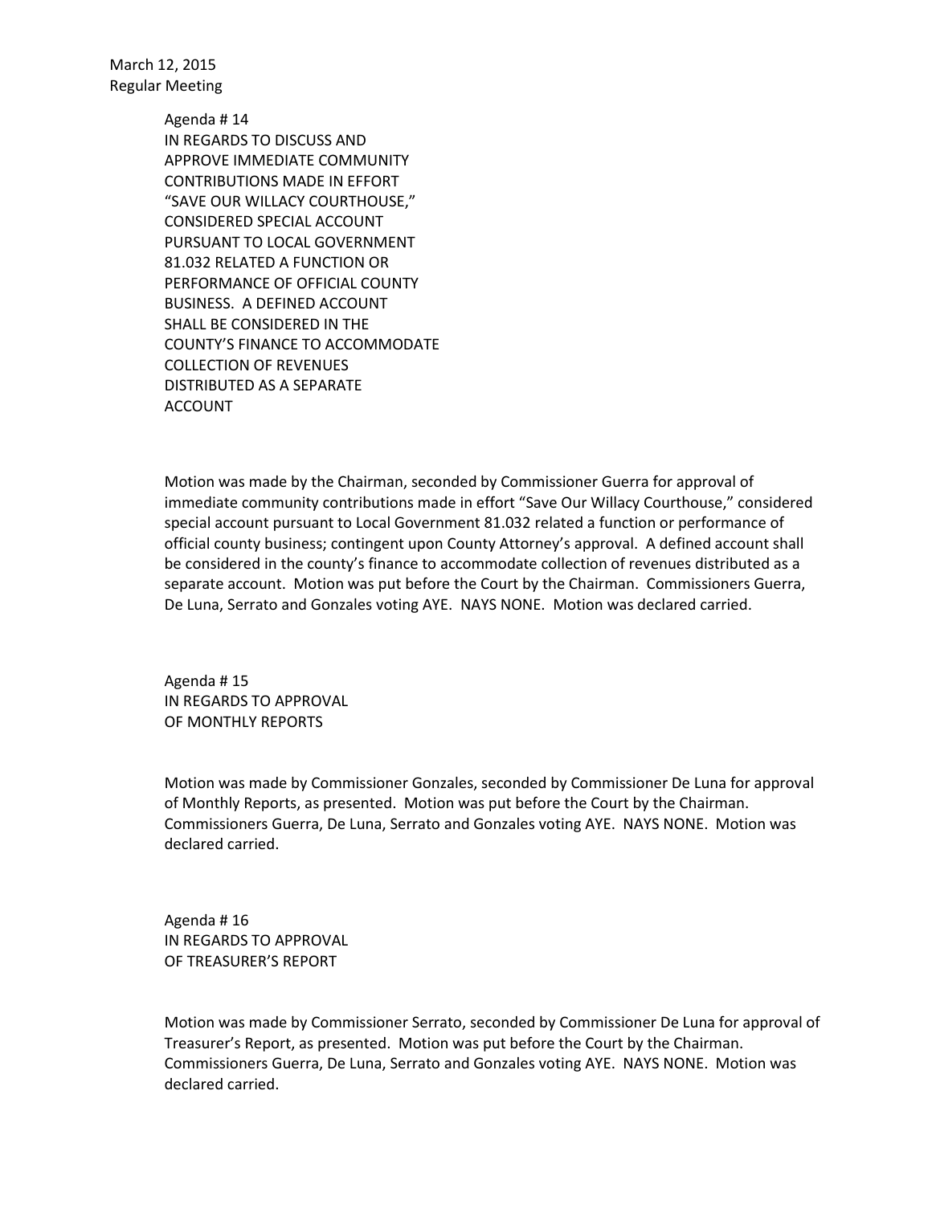March 12, 2015
Regular Meeting

Agenda # 14
IN REGARDS TO DISCUSS AND
APPROVE IMMEDIATE COMMUNITY
CONTRIBUTIONS MADE IN EFFORT
"SAVE OUR WILLACY COURTHOUSE,"
CONSIDERED SPECIAL ACCOUNT
PURSUANT TO LOCAL GOVERNMENT
81.032 RELATED A FUNCTION OR
PERFORMANCE OF OFFICIAL COUNTY
BUSINESS. A DEFINED ACCOUNT
SHALL BE CONSIDERED IN THE
COUNTY'S FINANCE TO ACCOMMODATE
COLLECTION OF REVENUES
DISTRIBUTED AS A SEPARATE
ACCOUNT

Motion was made by the Chairman, seconded by Commissioner Guerra for approval of immediate community contributions made in effort "Save Our Willacy Courthouse," considered special account pursuant to Local Government 81.032 related a function or performance of official county business; contingent upon County Attorney's approval. A defined account shall be considered in the county's finance to accommodate collection of revenues distributed as a separate account. Motion was put before the Court by the Chairman. Commissioners Guerra, De Luna, Serrato and Gonzales voting AYE. NAYS NONE. Motion was declared carried.

Agenda # 15
IN REGARDS TO APPROVAL
OF MONTHLY REPORTS

Motion was made by Commissioner Gonzales, seconded by Commissioner De Luna for approval of Monthly Reports, as presented. Motion was put before the Court by the Chairman. Commissioners Guerra, De Luna, Serrato and Gonzales voting AYE. NAYS NONE. Motion was declared carried.

Agenda # 16
IN REGARDS TO APPROVAL
OF TREASURER'S REPORT

Motion was made by Commissioner Serrato, seconded by Commissioner De Luna for approval of Treasurer's Report, as presented. Motion was put before the Court by the Chairman. Commissioners Guerra, De Luna, Serrato and Gonzales voting AYE. NAYS NONE. Motion was declared carried.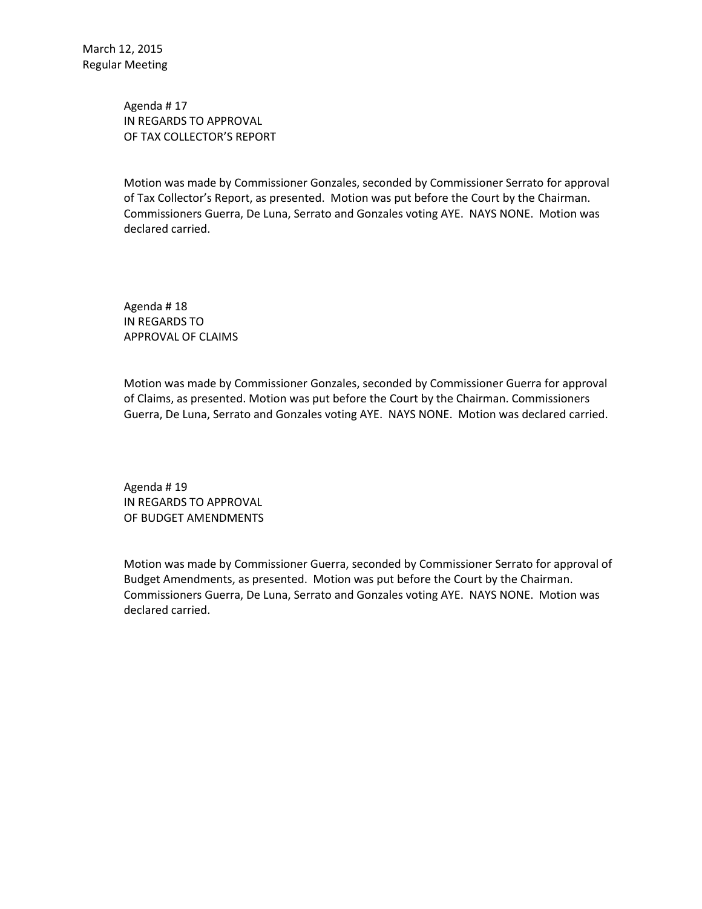March 12, 2015
Regular Meeting

Agenda # 17
IN REGARDS TO APPROVAL
OF TAX COLLECTOR'S REPORT

Motion was made by Commissioner Gonzales, seconded by Commissioner Serrato for approval of Tax Collector's Report, as presented. Motion was put before the Court by the Chairman. Commissioners Guerra, De Luna, Serrato and Gonzales voting AYE. NAYS NONE. Motion was declared carried.

Agenda # 18
IN REGARDS TO
APPROVAL OF CLAIMS

Motion was made by Commissioner Gonzales, seconded by Commissioner Guerra for approval of Claims, as presented. Motion was put before the Court by the Chairman. Commissioners Guerra, De Luna, Serrato and Gonzales voting AYE. NAYS NONE. Motion was declared carried.

Agenda # 19
IN REGARDS TO APPROVAL
OF BUDGET AMENDMENTS

Motion was made by Commissioner Guerra, seconded by Commissioner Serrato for approval of Budget Amendments, as presented. Motion was put before the Court by the Chairman. Commissioners Guerra, De Luna, Serrato and Gonzales voting AYE. NAYS NONE. Motion was declared carried.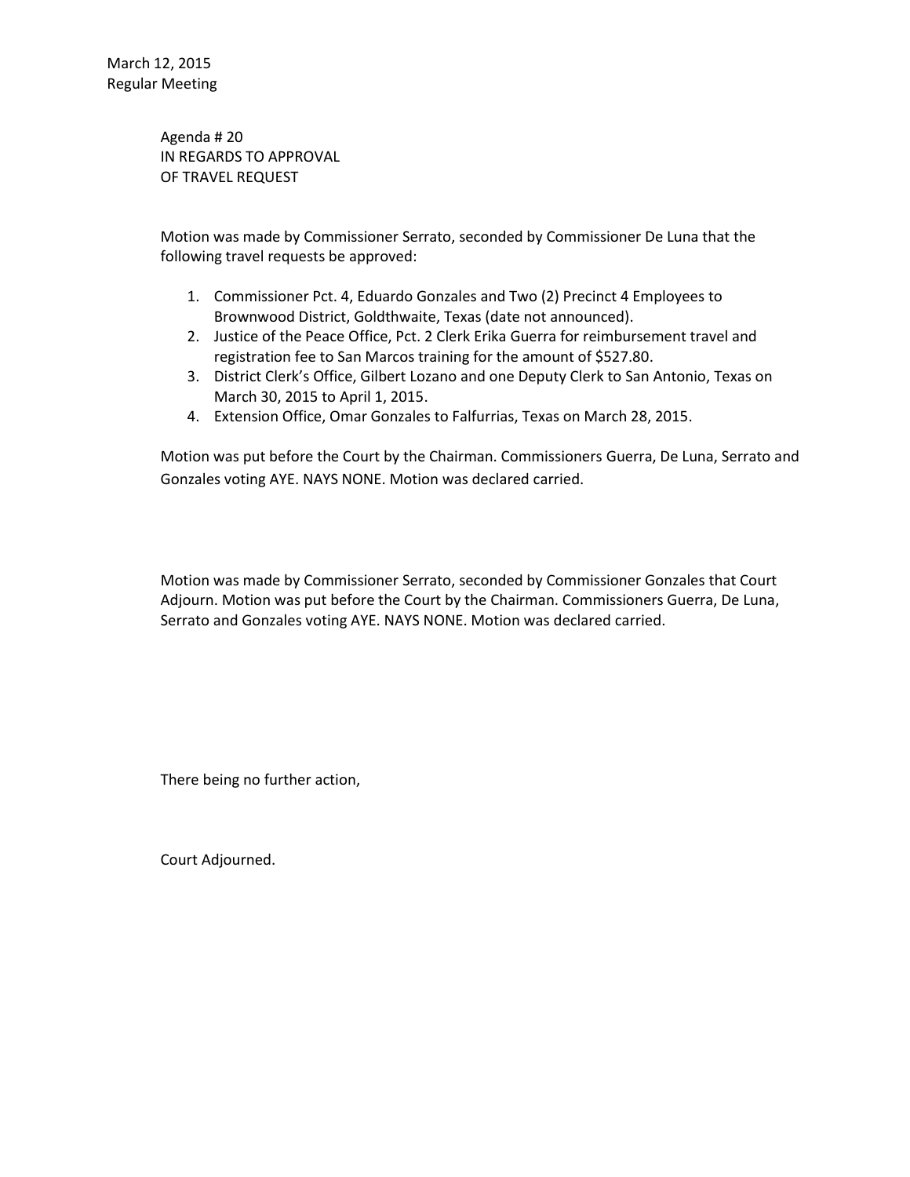March 12, 2015
Regular Meeting

Agenda # 20
IN REGARDS TO APPROVAL
OF TRAVEL REQUEST

Motion was made by Commissioner Serrato, seconded by Commissioner De Luna that the following travel requests be approved:

1. Commissioner Pct. 4, Eduardo Gonzales and Two (2) Precinct 4 Employees to Brownwood District, Goldthwaite, Texas (date not announced).
2. Justice of the Peace Office, Pct. 2 Clerk Erika Guerra for reimbursement travel and registration fee to San Marcos training for the amount of $527.80.
3. District Clerk's Office, Gilbert Lozano and one Deputy Clerk to San Antonio, Texas on March 30, 2015 to April 1, 2015.
4. Extension Office, Omar Gonzales to Falfurrias, Texas on March 28, 2015.

Motion was put before the Court by the Chairman. Commissioners Guerra, De Luna, Serrato and Gonzales voting AYE. NAYS NONE. Motion was declared carried.

Motion was made by Commissioner Serrato, seconded by Commissioner Gonzales that Court Adjourn. Motion was put before the Court by the Chairman. Commissioners Guerra, De Luna, Serrato and Gonzales voting AYE. NAYS NONE. Motion was declared carried.

There being no further action,

Court Adjourned.